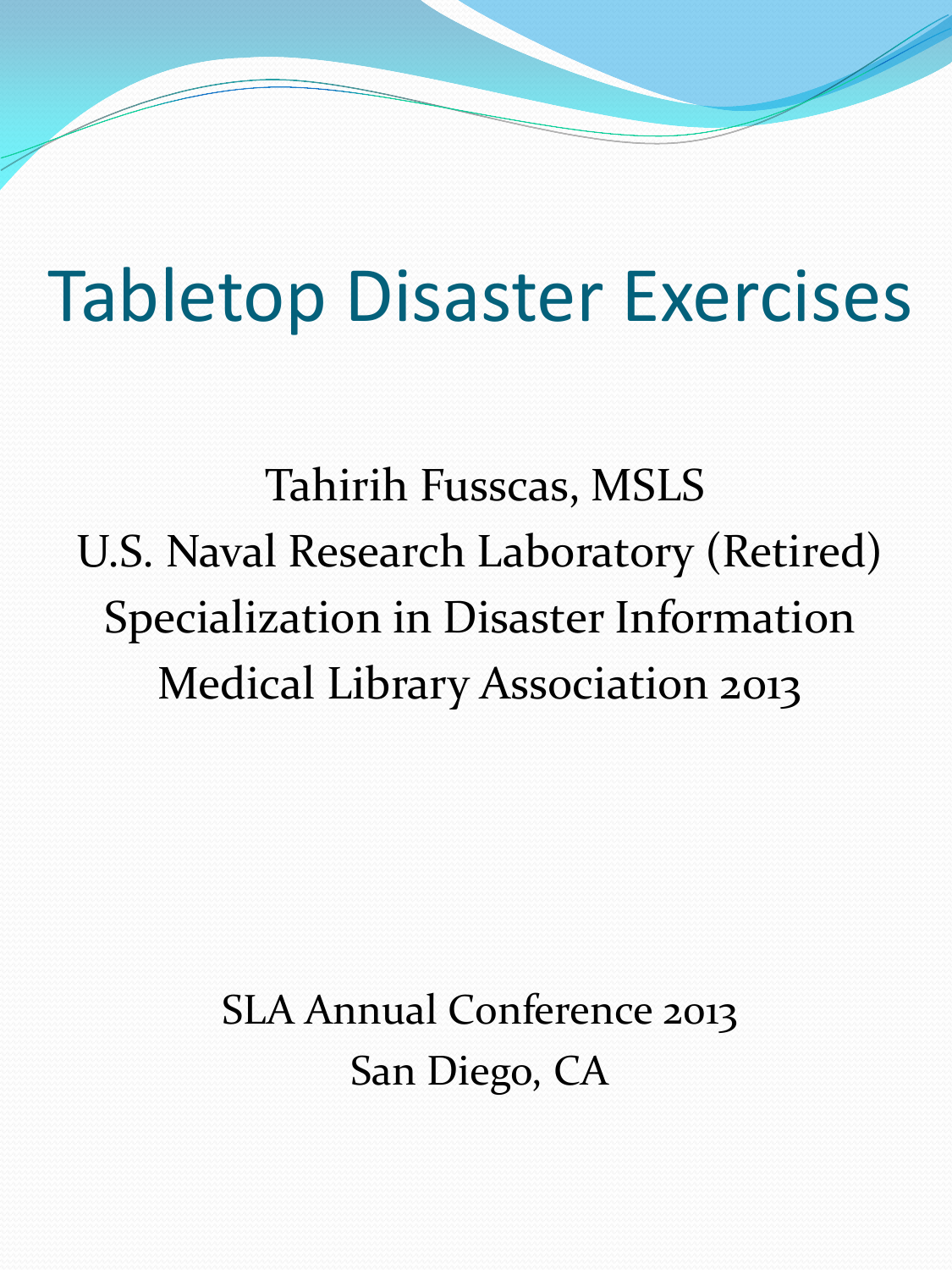# Tabletop Disaster Exercises

Tahirih Fusscas, MSLS

U.S. Naval Research Laboratory (Retired)

Specialization in Disaster Information

Medical Library Association 2013

SLA Annual Conference 2013

San Diego, CA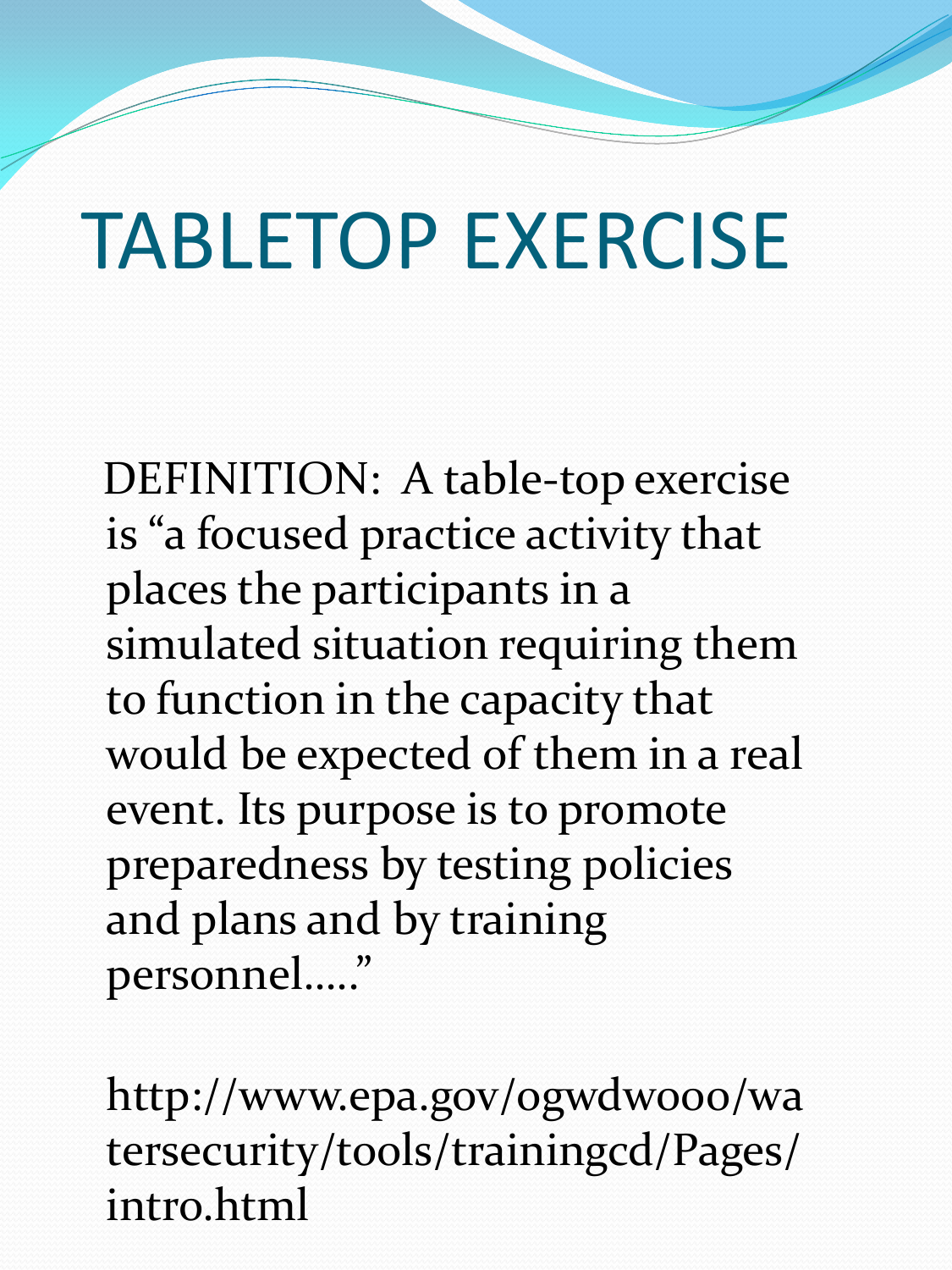# TABLETOP EXERCISE

DEFINITION: A table-top exercise is "a focused practice activity that places the participants in a simulated situation requiring them to function in the capacity that would be expected of them in a real event. Its purpose is to promote preparedness by testing policies and plans and by training personnel….."

http://www.epa.gov/ogwdw000/watersecurity/tools/trainingcd/Pages/intro.html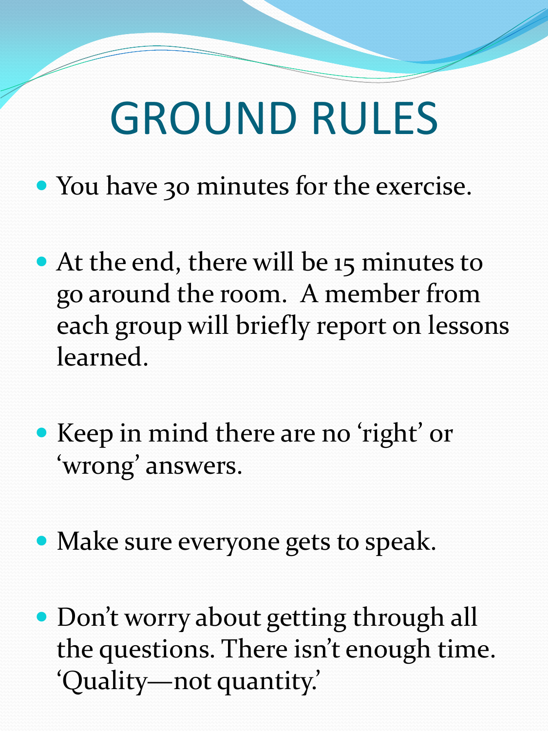# GROUND RULES

- You have 30 minutes for the exercise.
- At the end, there will be 15 minutes to go around the room. A member from each group will briefly report on lessons learned.
- Keep in mind there are no 'right' or 'wrong' answers.
- Make sure everyone gets to speak.
- Don't worry about getting through all the questions. There isn't enough time. 'Quality—not quantity.'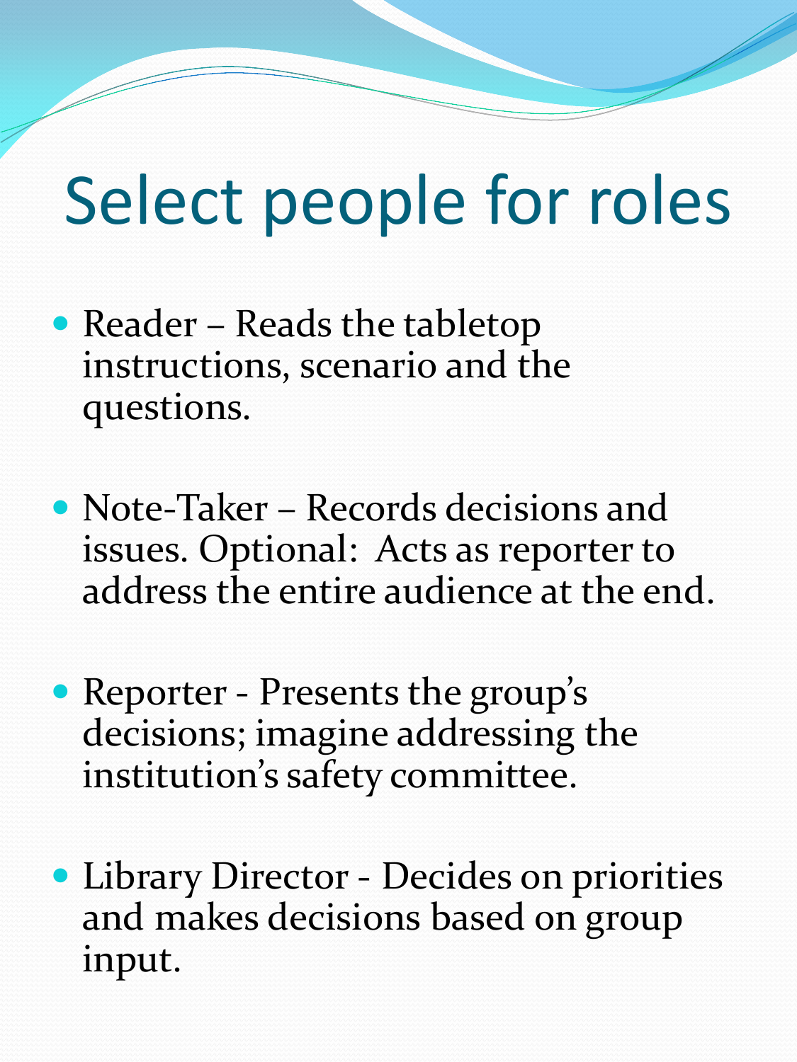# Select people for roles

- Reader – Reads the tabletop instructions, scenario and the questions.
- Note-Taker – Records decisions and issues. Optional: Acts as reporter to address the entire audience at the end.
- Reporter - Presents the group's decisions; imagine addressing the institution's safety committee.
- Library Director - Decides on priorities and makes decisions based on group input.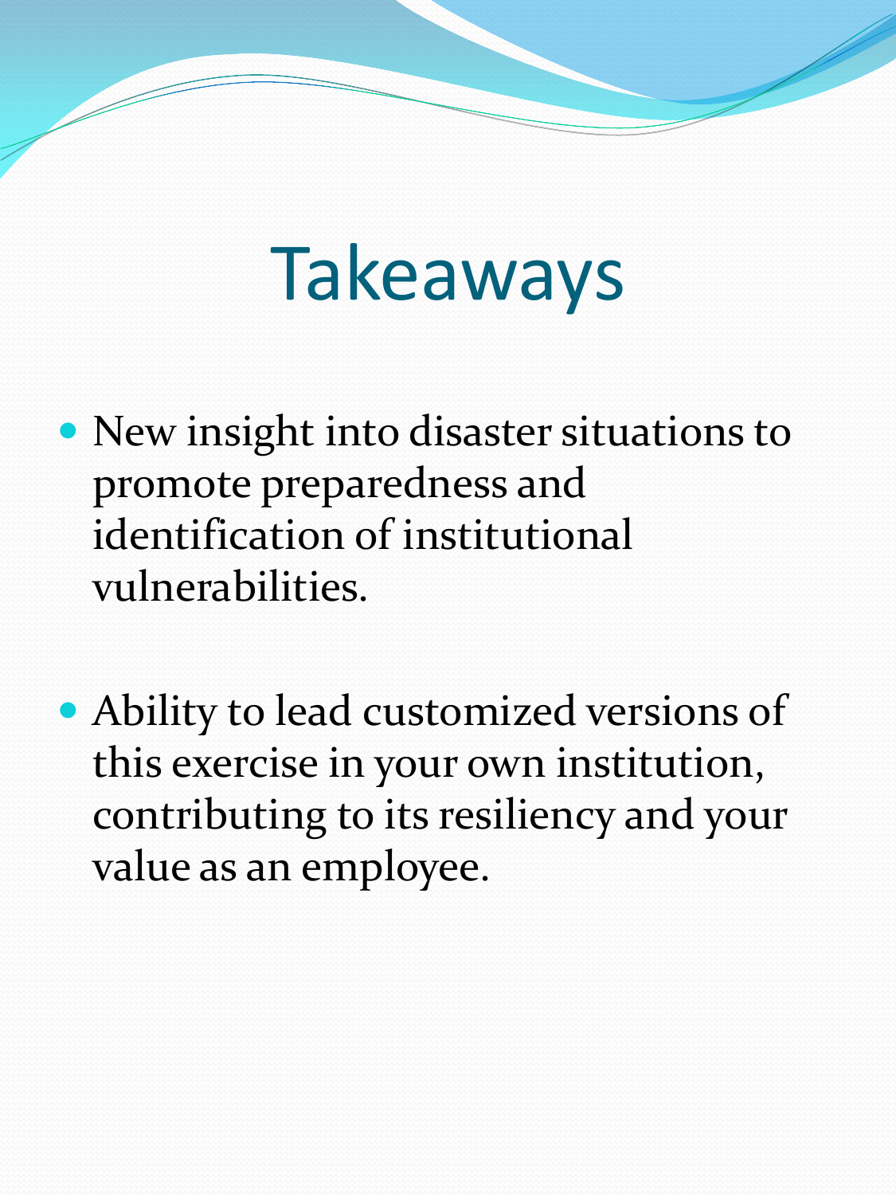# Takeaways

- New insight into disaster situations to promote preparedness and identification of institutional vulnerabilities.
- Ability to lead customized versions of this exercise in your own institution, contributing to its resiliency and your value as an employee.